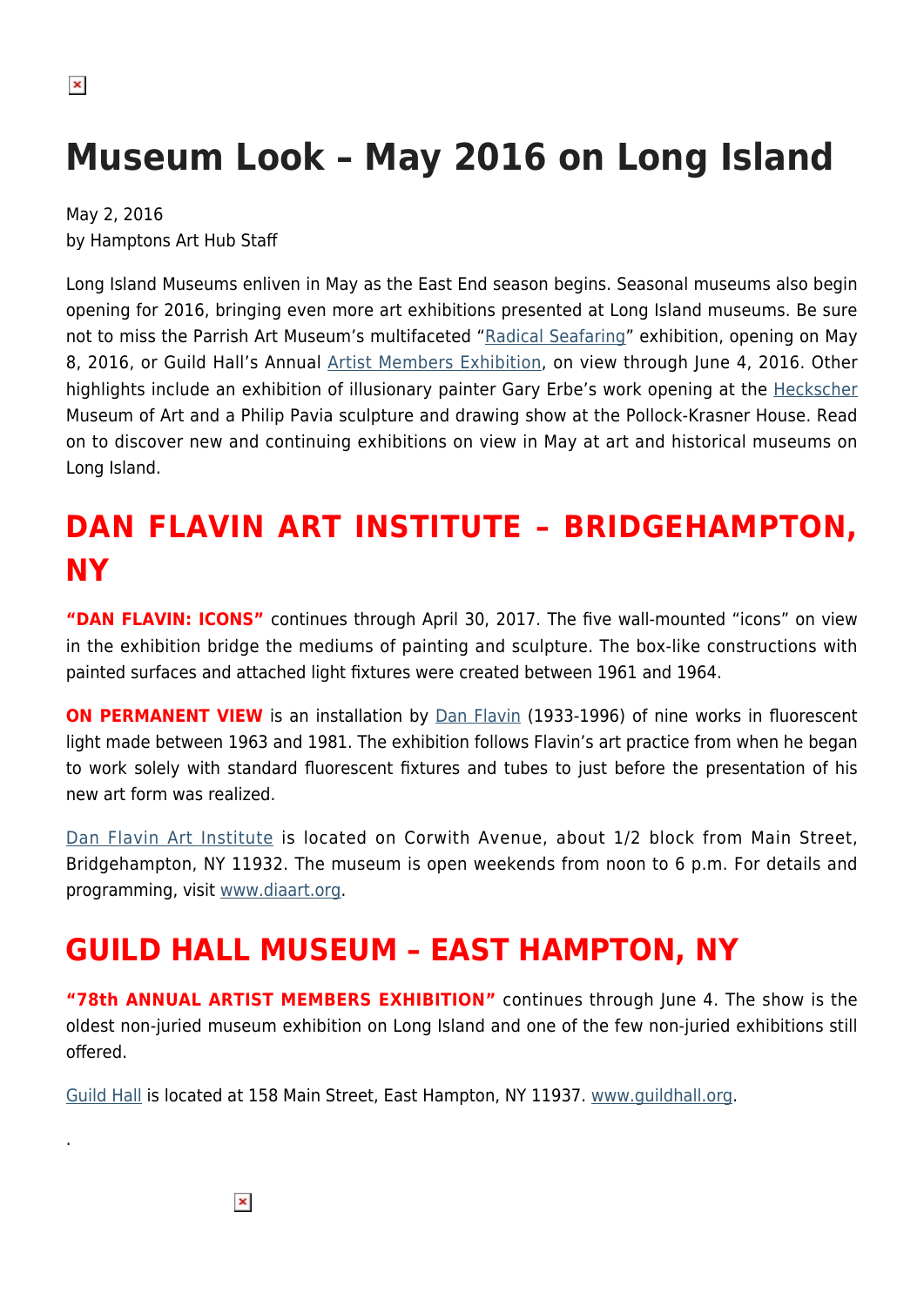# Museum Look – May 2016 on Long Island

May 2, 2016
by Hamptons Art Hub Staff

Long Island Museums enliven in May as the East End season begins. Seasonal museums also begin opening for 2016, bringing even more art exhibitions presented at Long Island museums. Be sure not to miss the Parrish Art Museum's multifaceted "Radical Seafaring" exhibition, opening on May 8, 2016, or Guild Hall's Annual Artist Members Exhibition, on view through June 4, 2016. Other highlights include an exhibition of illusionary painter Gary Erbe's work opening at the Heckscher Museum of Art and a Philip Pavia sculpture and drawing show at the Pollock-Krasner House. Read on to discover new and continuing exhibitions on view in May at art and historical museums on Long Island.

## DAN FLAVIN ART INSTITUTE – BRIDGEHAMPTON, NY

**"DAN FLAVIN: ICONS"** continues through April 30, 2017. The five wall-mounted "icons" on view in the exhibition bridge the mediums of painting and sculpture. The box-like constructions with painted surfaces and attached light fixtures were created between 1961 and 1964.

**ON PERMANENT VIEW** is an installation by Dan Flavin (1933-1996) of nine works in fluorescent light made between 1963 and 1981. The exhibition follows Flavin's art practice from when he began to work solely with standard fluorescent fixtures and tubes to just before the presentation of his new art form was realized.

Dan Flavin Art Institute is located on Corwith Avenue, about 1/2 block from Main Street, Bridgehampton, NY 11932. The museum is open weekends from noon to 6 p.m. For details and programming, visit www.diaart.org.

## GUILD HALL MUSEUM – EAST HAMPTON, NY

**"78th ANNUAL ARTIST MEMBERS EXHIBITION"** continues through June 4. The show is the oldest non-juried museum exhibition on Long Island and one of the few non-juried exhibitions still offered.

Guild Hall is located at 158 Main Street, East Hampton, NY 11937. www.guildhall.org.

.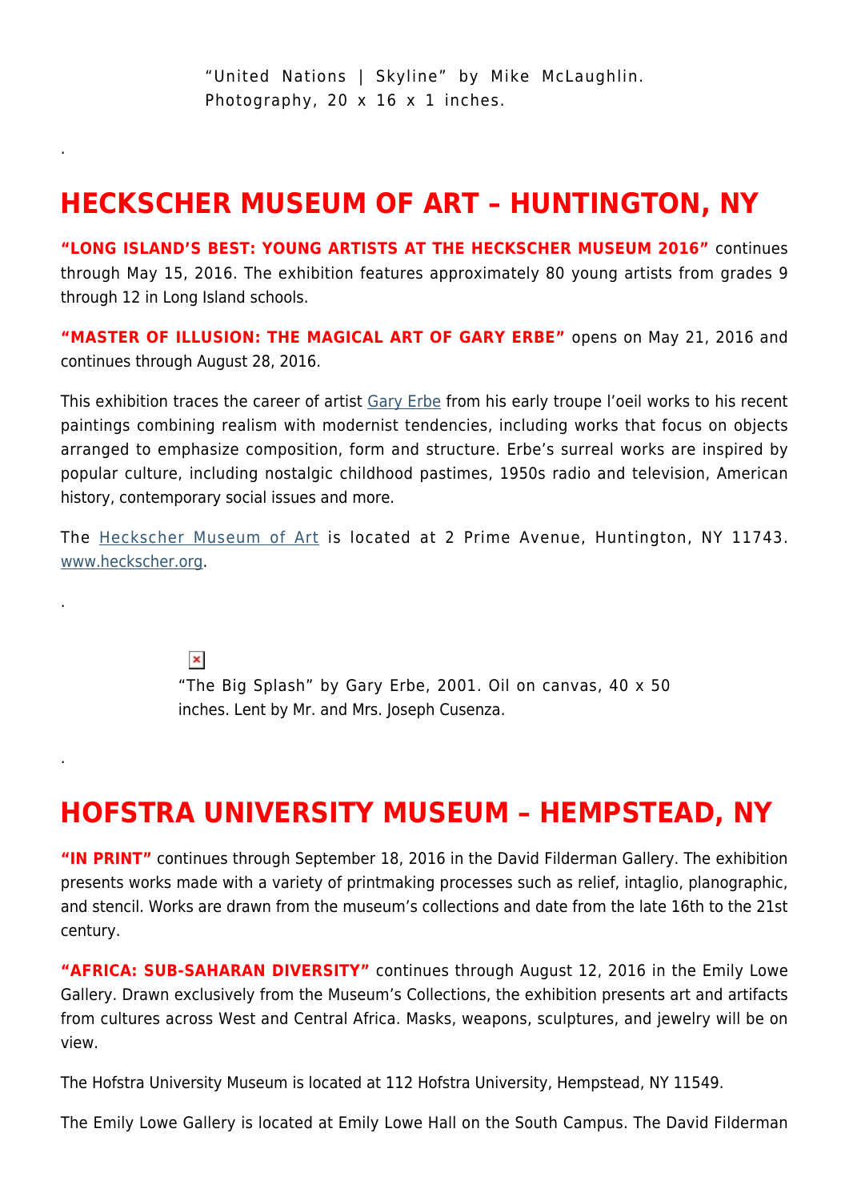"United Nations | Skyline" by Mike McLaughlin. Photography, 20 x 16 x 1 inches.

.

## HECKSCHER MUSEUM OF ART – HUNTINGTON, NY

**"LONG ISLAND'S BEST: YOUNG ARTISTS AT THE HECKSCHER MUSEUM 2016"** continues through May 15, 2016. The exhibition features approximately 80 young artists from grades 9 through 12 in Long Island schools.

**"MASTER OF ILLUSION: THE MAGICAL ART OF GARY ERBE"** opens on May 21, 2016 and continues through August 28, 2016.

This exhibition traces the career of artist Gary Erbe from his early troupe l'oeil works to his recent paintings combining realism with modernist tendencies, including works that focus on objects arranged to emphasize composition, form and structure. Erbe's surreal works are inspired by popular culture, including nostalgic childhood pastimes, 1950s radio and television, American history, contemporary social issues and more.

The Heckscher Museum of Art is located at 2 Prime Avenue, Huntington, NY 11743. www.heckscher.org.

.

"The Big Splash" by Gary Erbe, 2001. Oil on canvas, 40 x 50 inches. Lent by Mr. and Mrs. Joseph Cusenza.

.

## HOFSTRA UNIVERSITY MUSEUM – HEMPSTEAD, NY

**"IN PRINT"** continues through September 18, 2016 in the David Filderman Gallery. The exhibition presents works made with a variety of printmaking processes such as relief, intaglio, planographic, and stencil. Works are drawn from the museum's collections and date from the late 16th to the 21st century.

**"AFRICA: SUB-SAHARAN DIVERSITY"** continues through August 12, 2016 in the Emily Lowe Gallery. Drawn exclusively from the Museum's Collections, the exhibition presents art and artifacts from cultures across West and Central Africa. Masks, weapons, sculptures, and jewelry will be on view.

The Hofstra University Museum is located at 112 Hofstra University, Hempstead, NY 11549.

The Emily Lowe Gallery is located at Emily Lowe Hall on the South Campus. The David Filderman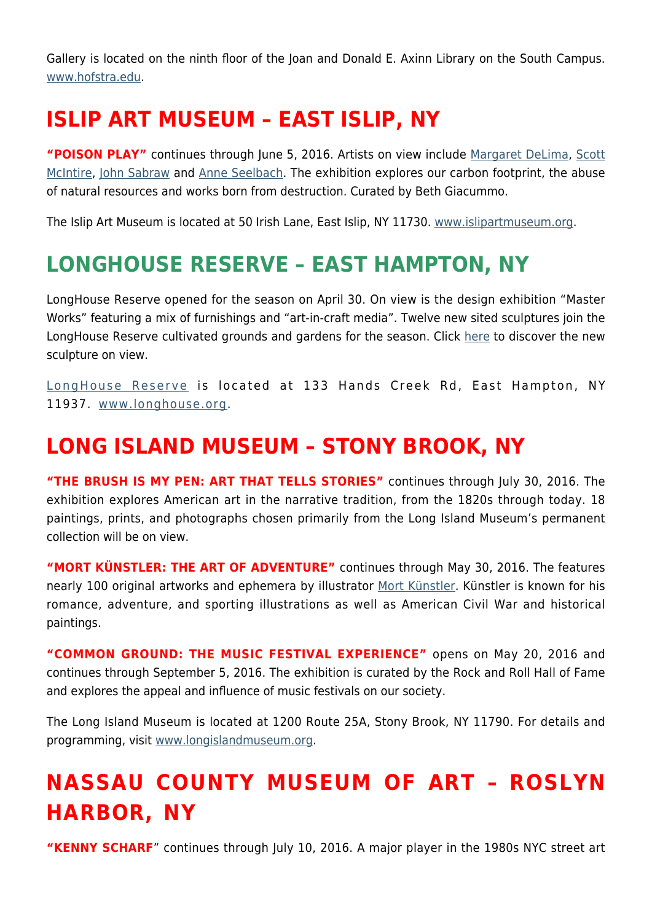Gallery is located on the ninth floor of the Joan and Donald E. Axinn Library on the South Campus. www.hofstra.edu.

## ISLIP ART MUSEUM – EAST ISLIP, NY

**"POISON PLAY"** continues through June 5, 2016. Artists on view include Margaret DeLima, Scott McIntire, John Sabraw and Anne Seelbach. The exhibition explores our carbon footprint, the abuse of natural resources and works born from destruction. Curated by Beth Giacummo.

The Islip Art Museum is located at 50 Irish Lane, East Islip, NY 11730. www.islipartmuseum.org.

## LONGHOUSE RESERVE – EAST HAMPTON, NY

LongHouse Reserve opened for the season on April 30. On view is the design exhibition "Master Works" featuring a mix of furnishings and "art-in-craft media". Twelve new sited sculptures join the LongHouse Reserve cultivated grounds and gardens for the season. Click here to discover the new sculpture on view.

LongHouse Reserve is located at 133 Hands Creek Rd, East Hampton, NY 11937. www.longhouse.org.

## LONG ISLAND MUSEUM – STONY BROOK, NY

**"THE BRUSH IS MY PEN: ART THAT TELLS STORIES"** continues through July 30, 2016. The exhibition explores American art in the narrative tradition, from the 1820s through today. 18 paintings, prints, and photographs chosen primarily from the Long Island Museum's permanent collection will be on view.

**"MORT KÜNSTLER: THE ART OF ADVENTURE"** continues through May 30, 2016. The features nearly 100 original artworks and ephemera by illustrator Mort Künstler. Künstler is known for his romance, adventure, and sporting illustrations as well as American Civil War and historical paintings.

**"COMMON GROUND: THE MUSIC FESTIVAL EXPERIENCE"** opens on May 20, 2016 and continues through September 5, 2016. The exhibition is curated by the Rock and Roll Hall of Fame and explores the appeal and influence of music festivals on our society.

The Long Island Museum is located at 1200 Route 25A, Stony Brook, NY 11790. For details and programming, visit www.longislandmuseum.org.

## NASSAU COUNTY MUSEUM OF ART – ROSLYN HARBOR, NY

**"KENNY SCHARF"** continues through July 10, 2016. A major player in the 1980s NYC street art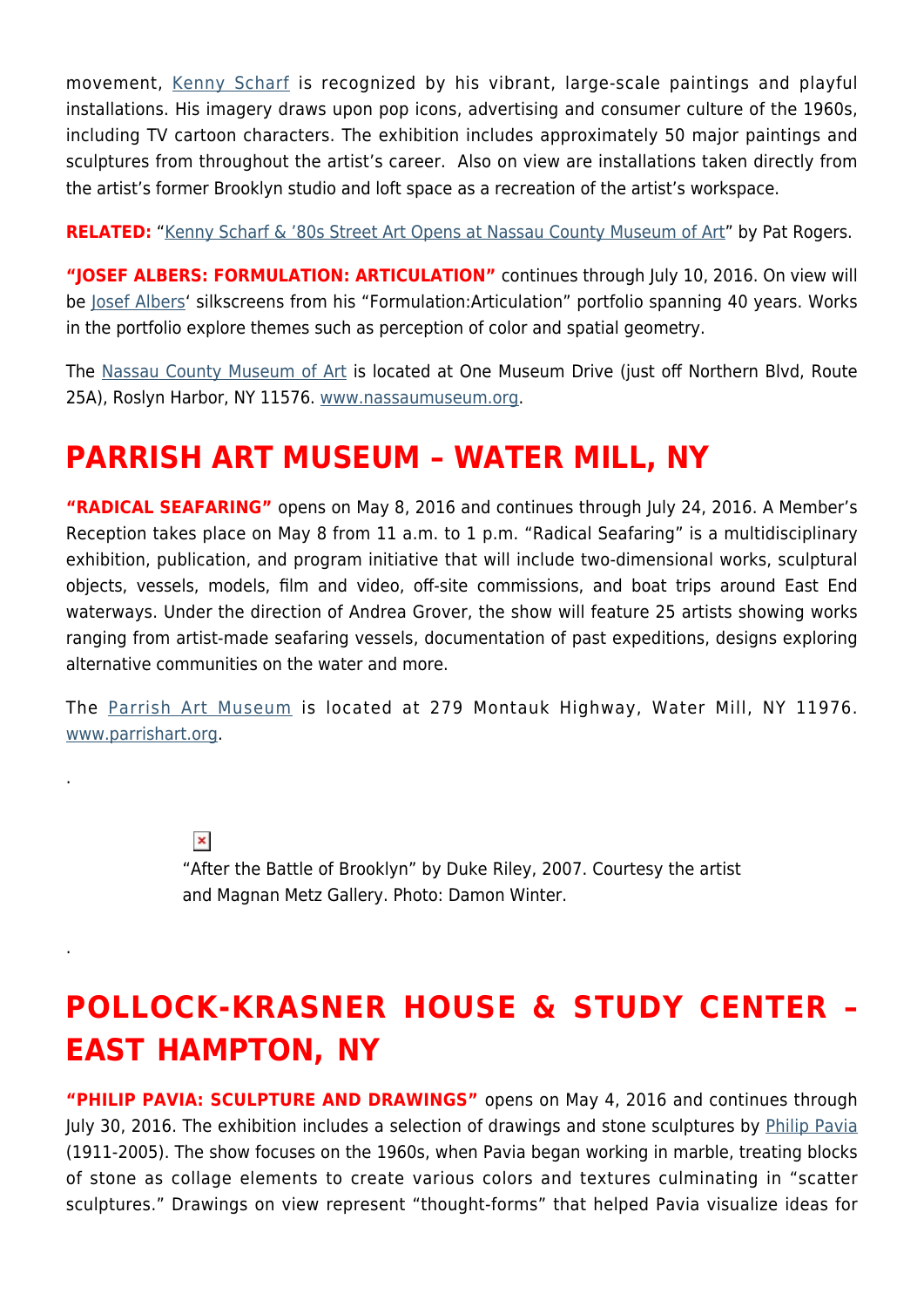movement, Kenny Scharf is recognized by his vibrant, large-scale paintings and playful installations. His imagery draws upon pop icons, advertising and consumer culture of the 1960s, including TV cartoon characters. The exhibition includes approximately 50 major paintings and sculptures from throughout the artist's career. Also on view are installations taken directly from the artist's former Brooklyn studio and loft space as a recreation of the artist's workspace.

**RELATED:** "Kenny Scharf & '80s Street Art Opens at Nassau County Museum of Art" by Pat Rogers.

**"JOSEF ALBERS: FORMULATION: ARTICULATION"** continues through July 10, 2016. On view will be Josef Albers' silkscreens from his "Formulation:Articulation" portfolio spanning 40 years. Works in the portfolio explore themes such as perception of color and spatial geometry.

The Nassau County Museum of Art is located at One Museum Drive (just off Northern Blvd, Route 25A), Roslyn Harbor, NY 11576. www.nassaumuseum.org.

## PARRISH ART MUSEUM – WATER MILL, NY

**"RADICAL SEAFARING"** opens on May 8, 2016 and continues through July 24, 2016. A Member's Reception takes place on May 8 from 11 a.m. to 1 p.m. "Radical Seafaring" is a multidisciplinary exhibition, publication, and program initiative that will include two-dimensional works, sculptural objects, vessels, models, film and video, off-site commissions, and boat trips around East End waterways. Under the direction of Andrea Grover, the show will feature 25 artists showing works ranging from artist-made seafaring vessels, documentation of past expeditions, designs exploring alternative communities on the water and more.

The Parrish Art Museum is located at 279 Montauk Highway, Water Mill, NY 11976. www.parrishart.org.

.

"After the Battle of Brooklyn" by Duke Riley, 2007. Courtesy the artist and Magnan Metz Gallery. Photo: Damon Winter.

.

## POLLOCK-KRASNER HOUSE & STUDY CENTER – EAST HAMPTON, NY

**"PHILIP PAVIA: SCULPTURE AND DRAWINGS"** opens on May 4, 2016 and continues through July 30, 2016. The exhibition includes a selection of drawings and stone sculptures by Philip Pavia (1911-2005). The show focuses on the 1960s, when Pavia began working in marble, treating blocks of stone as collage elements to create various colors and textures culminating in "scatter sculptures." Drawings on view represent "thought-forms" that helped Pavia visualize ideas for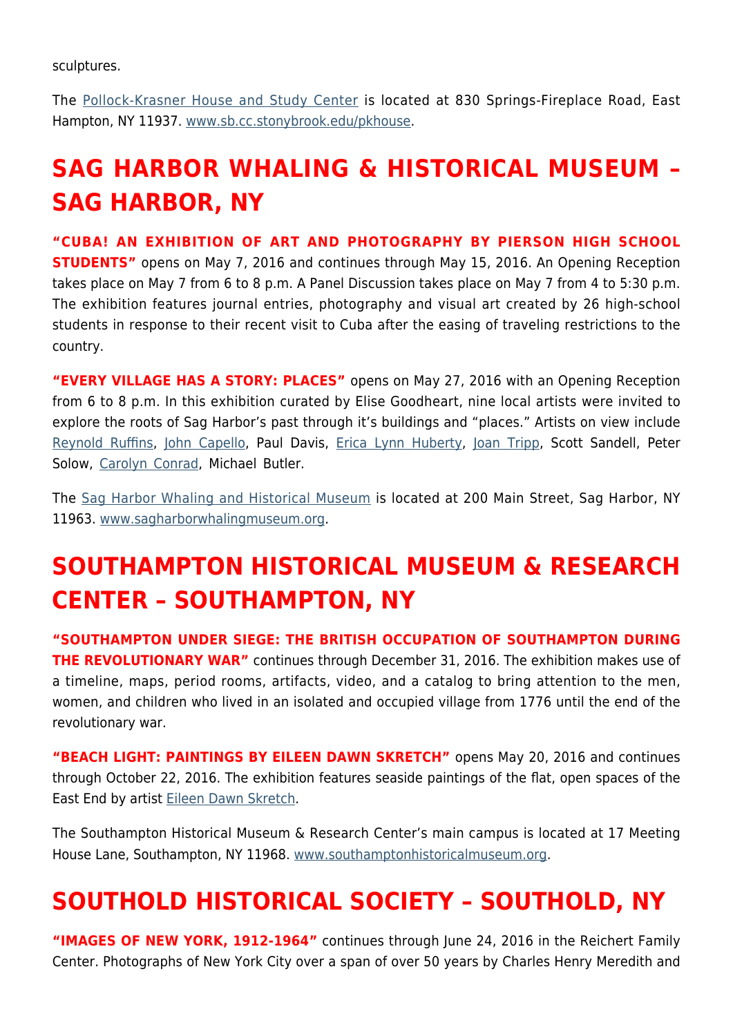sculptures.

The Pollock-Krasner House and Study Center is located at 830 Springs-Fireplace Road, East Hampton, NY 11937. www.sb.cc.stonybrook.edu/pkhouse.

# SAG HARBOR WHALING & HISTORICAL MUSEUM – SAG HARBOR, NY

**"CUBA! AN EXHIBITION OF ART AND PHOTOGRAPHY BY PIERSON HIGH SCHOOL STUDENTS"** opens on May 7, 2016 and continues through May 15, 2016. An Opening Reception takes place on May 7 from 6 to 8 p.m. A Panel Discussion takes place on May 7 from 4 to 5:30 p.m. The exhibition features journal entries, photography and visual art created by 26 high-school students in response to their recent visit to Cuba after the easing of traveling restrictions to the country.

**"EVERY VILLAGE HAS A STORY: PLACES"** opens on May 27, 2016 with an Opening Reception from 6 to 8 p.m. In this exhibition curated by Elise Goodheart, nine local artists were invited to explore the roots of Sag Harbor's past through it's buildings and "places." Artists on view include Reynold Ruffins, John Capello, Paul Davis, Erica Lynn Huberty, Joan Tripp, Scott Sandell, Peter Solow, Carolyn Conrad, Michael Butler.

The Sag Harbor Whaling and Historical Museum is located at 200 Main Street, Sag Harbor, NY 11963. www.sagharborwhalingmuseum.org.

# SOUTHAMPTON HISTORICAL MUSEUM & RESEARCH CENTER – SOUTHAMPTON, NY

**"SOUTHAMPTON UNDER SIEGE: THE BRITISH OCCUPATION OF SOUTHAMPTON DURING THE REVOLUTIONARY WAR"** continues through December 31, 2016. The exhibition makes use of a timeline, maps, period rooms, artifacts, video, and a catalog to bring attention to the men, women, and children who lived in an isolated and occupied village from 1776 until the end of the revolutionary war.

**"BEACH LIGHT: PAINTINGS BY EILEEN DAWN SKRETCH"** opens May 20, 2016 and continues through October 22, 2016. The exhibition features seaside paintings of the flat, open spaces of the East End by artist Eileen Dawn Skretch.

The Southampton Historical Museum & Research Center's main campus is located at 17 Meeting House Lane, Southampton, NY 11968. www.southamptonhistoricalmuseum.org.

# SOUTHOLD HISTORICAL SOCIETY – SOUTHOLD, NY

**"IMAGES OF NEW YORK, 1912-1964"** continues through June 24, 2016 in the Reichert Family Center. Photographs of New York City over a span of over 50 years by Charles Henry Meredith and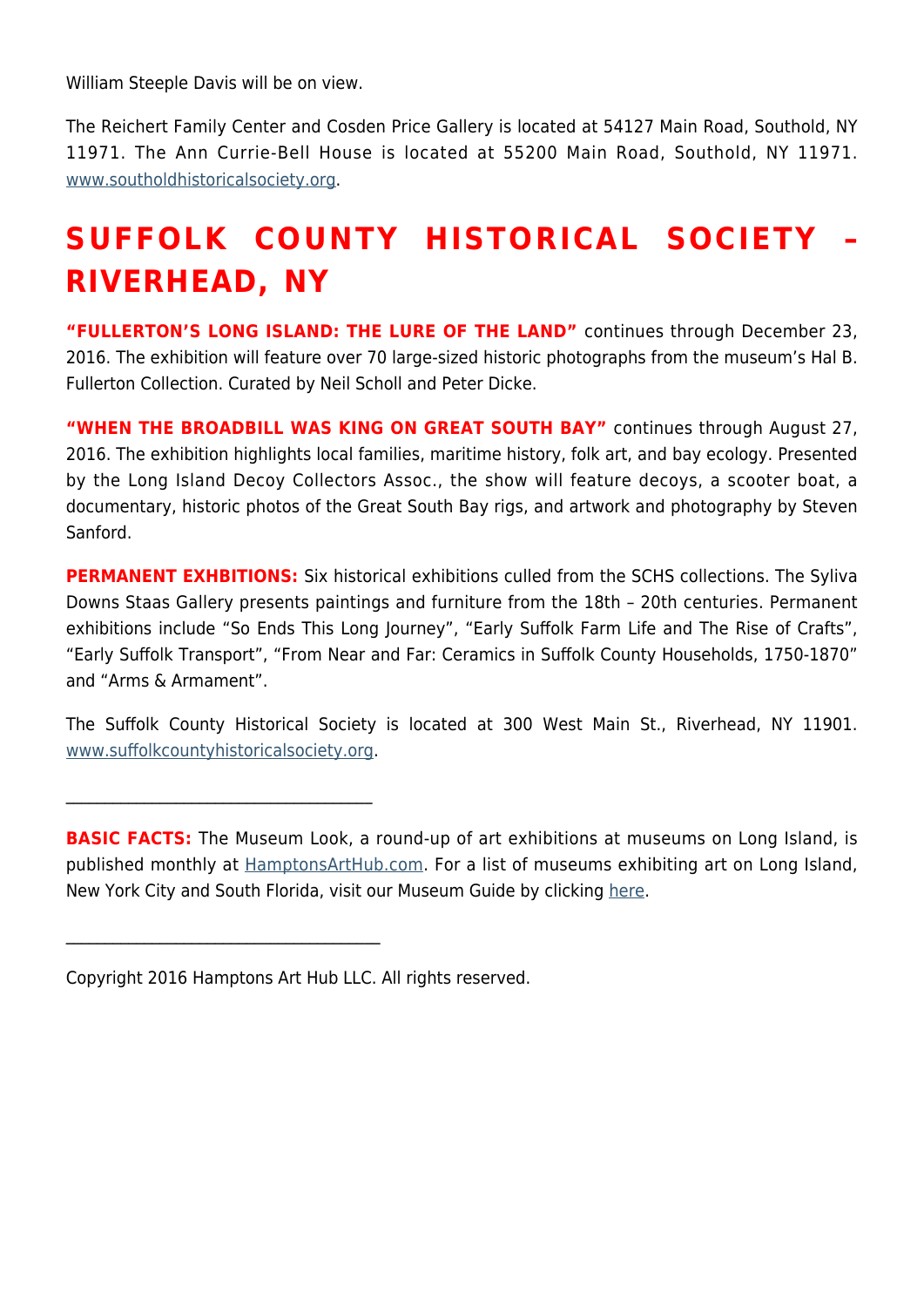William Steeple Davis will be on view.

The Reichert Family Center and Cosden Price Gallery is located at 54127 Main Road, Southold, NY 11971. The Ann Currie-Bell House is located at 55200 Main Road, Southold, NY 11971. www.southoldhistoricalsociety.org.

## SUFFOLK COUNTY HISTORICAL SOCIETY – RIVERHEAD, NY

**"FULLERTON'S LONG ISLAND: THE LURE OF THE LAND"** continues through December 23, 2016. The exhibition will feature over 70 large-sized historic photographs from the museum's Hal B. Fullerton Collection. Curated by Neil Scholl and Peter Dicke.

**"WHEN THE BROADBILL WAS KING ON GREAT SOUTH BAY"** continues through August 27, 2016. The exhibition highlights local families, maritime history, folk art, and bay ecology. Presented by the Long Island Decoy Collectors Assoc., the show will feature decoys, a scooter boat, a documentary, historic photos of the Great South Bay rigs, and artwork and photography by Steven Sanford.

**PERMANENT EXHBITIONS:** Six historical exhibitions culled from the SCHS collections. The Syliva Downs Staas Gallery presents paintings and furniture from the 18th – 20th centuries. Permanent exhibitions include "So Ends This Long Journey", "Early Suffolk Farm Life and The Rise of Crafts", "Early Suffolk Transport", "From Near and Far: Ceramics in Suffolk County Households, 1750-1870" and "Arms & Armament".

The Suffolk County Historical Society is located at 300 West Main St., Riverhead, NY 11901. www.suffolkcountyhistoricalsociety.org.

\_\_\_\_\_\_\_\_\_\_\_\_\_\_\_\_\_\_\_\_\_\_\_\_\_\_\_\_\_\_\_\_\_\_\_\_

**BASIC FACTS:** The Museum Look, a round-up of art exhibitions at museums on Long Island, is published monthly at HamptonsArtHub.com. For a list of museums exhibiting art on Long Island, New York City and South Florida, visit our Museum Guide by clicking here.

\_\_\_\_\_\_\_\_\_\_\_\_\_\_\_\_\_\_\_\_\_\_\_\_\_\_\_\_\_\_\_\_\_\_\_\_

Copyright 2016 Hamptons Art Hub LLC. All rights reserved.